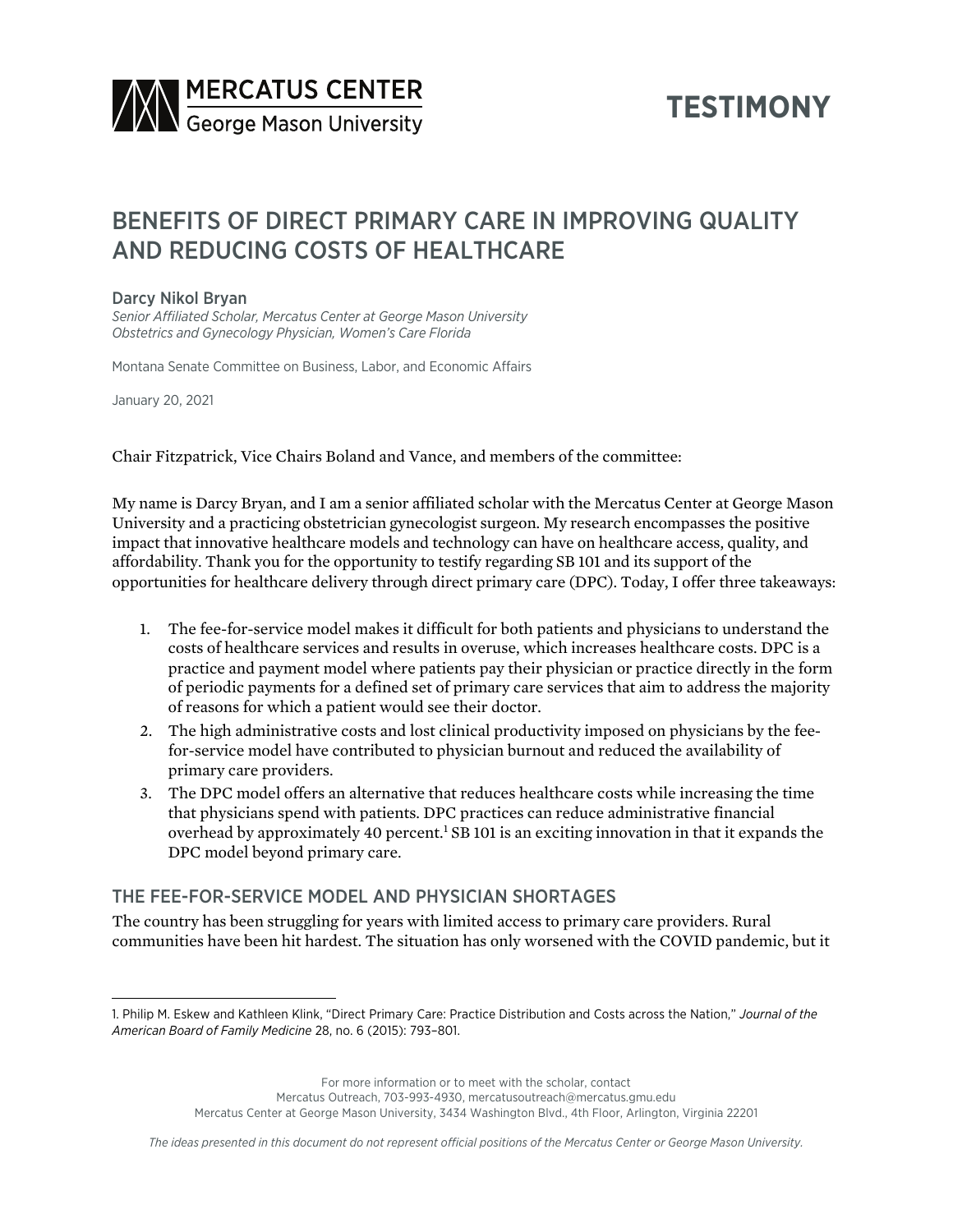MERCATUS CENTER
George Mason University

**TESTIMONY**

# BENEFITS OF DIRECT PRIMARY CARE IN IMPROVING QUALITY AND REDUCING COSTS OF HEALTHCARE

**Darcy Nikol Bryan**
*Senior Affiliated Scholar, Mercatus Center at George Mason University*
*Obstetrics and Gynecology Physician, Women's Care Florida*

Montana Senate Committee on Business, Labor, and Economic Affairs

January 20, 2021

Chair Fitzpatrick, Vice Chairs Boland and Vance, and members of the committee:

My name is Darcy Bryan, and I am a senior affiliated scholar with the Mercatus Center at George Mason University and a practicing obstetrician gynecologist surgeon. My research encompasses the positive impact that innovative healthcare models and technology can have on healthcare access, quality, and affordability. Thank you for the opportunity to testify regarding SB 101 and its support of the opportunities for healthcare delivery through direct primary care (DPC). Today, I offer three takeaways:

1. The fee-for-service model makes it difficult for both patients and physicians to understand the costs of healthcare services and results in overuse, which increases healthcare costs. DPC is a practice and payment model where patients pay their physician or practice directly in the form of periodic payments for a defined set of primary care services that aim to address the majority of reasons for which a patient would see their doctor.
2. The high administrative costs and lost clinical productivity imposed on physicians by the fee-for-service model have contributed to physician burnout and reduced the availability of primary care providers.
3. The DPC model offers an alternative that reduces healthcare costs while increasing the time that physicians spend with patients. DPC practices can reduce administrative financial overhead by approximately 40 percent.[1] SB 101 is an exciting innovation in that it expands the DPC model beyond primary care.

## THE FEE-FOR-SERVICE MODEL AND PHYSICIAN SHORTAGES

The country has been struggling for years with limited access to primary care providers. Rural communities have been hit hardest. The situation has only worsened with the COVID pandemic, but it

1. Philip M. Eskew and Kathleen Klink, "Direct Primary Care: Practice Distribution and Costs across the Nation," *Journal of the American Board of Family Medicine* 28, no. 6 (2015): 793–801.

For more information or to meet with the scholar, contact
Mercatus Outreach, 703-993-4930, mercatusoutreach@mercatus.gmu.edu
Mercatus Center at George Mason University, 3434 Washington Blvd., 4th Floor, Arlington, Virginia 22201

*The ideas presented in this document do not represent official positions of the Mercatus Center or George Mason University.*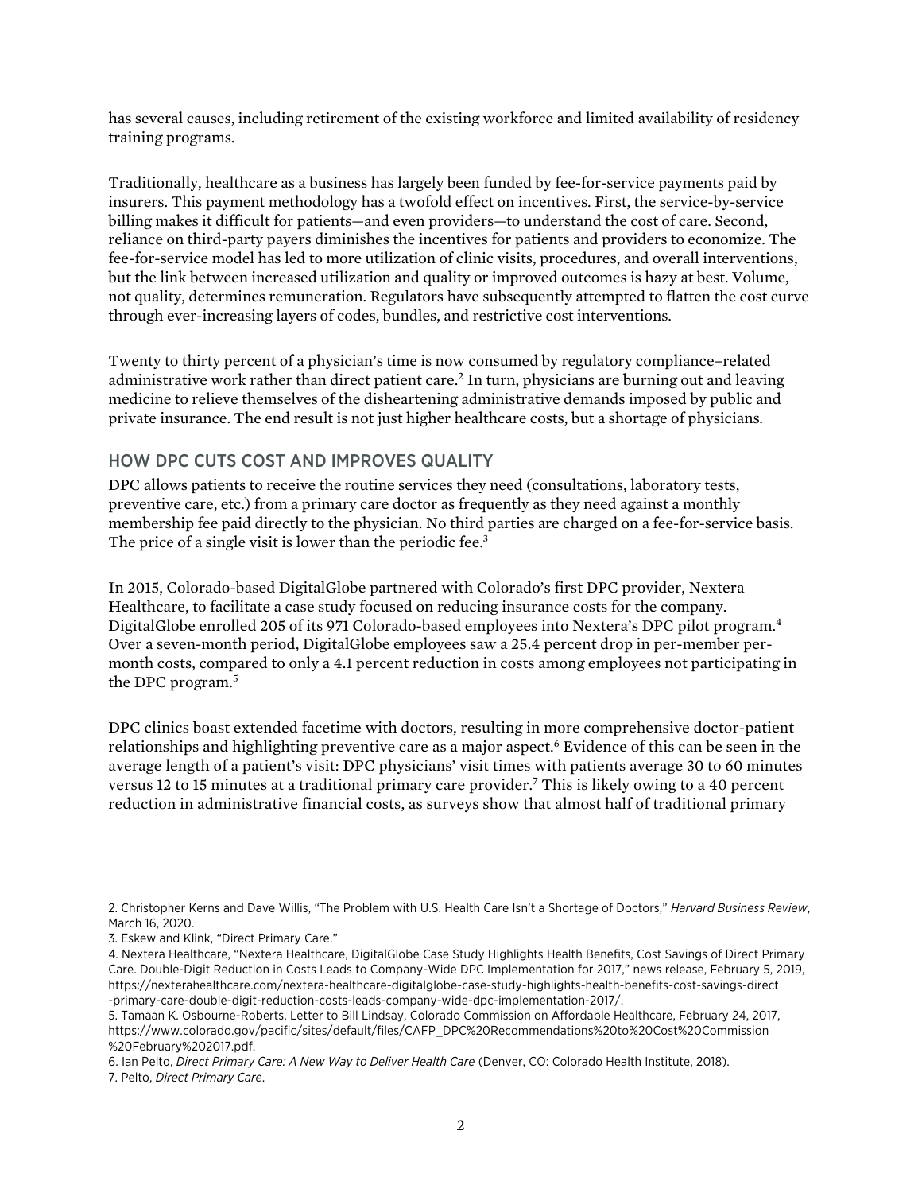has several causes, including retirement of the existing workforce and limited availability of residency training programs.

Traditionally, healthcare as a business has largely been funded by fee-for-service payments paid by insurers. This payment methodology has a twofold effect on incentives. First, the service-by-service billing makes it difficult for patients—and even providers—to understand the cost of care. Second, reliance on third-party payers diminishes the incentives for patients and providers to economize. The fee-for-service model has led to more utilization of clinic visits, procedures, and overall interventions, but the link between increased utilization and quality or improved outcomes is hazy at best. Volume, not quality, determines remuneration. Regulators have subsequently attempted to flatten the cost curve through ever-increasing layers of codes, bundles, and restrictive cost interventions.

Twenty to thirty percent of a physician's time is now consumed by regulatory compliance–related administrative work rather than direct patient care.[2] In turn, physicians are burning out and leaving medicine to relieve themselves of the disheartening administrative demands imposed by public and private insurance. The end result is not just higher healthcare costs, but a shortage of physicians.

## HOW DPC CUTS COST AND IMPROVES QUALITY

DPC allows patients to receive the routine services they need (consultations, laboratory tests, preventive care, etc.) from a primary care doctor as frequently as they need against a monthly membership fee paid directly to the physician. No third parties are charged on a fee-for-service basis. The price of a single visit is lower than the periodic fee.[3]

In 2015, Colorado-based DigitalGlobe partnered with Colorado's first DPC provider, Nextera Healthcare, to facilitate a case study focused on reducing insurance costs for the company. DigitalGlobe enrolled 205 of its 971 Colorado-based employees into Nextera's DPC pilot program.[4] Over a seven-month period, DigitalGlobe employees saw a 25.4 percent drop in per-member per-month costs, compared to only a 4.1 percent reduction in costs among employees not participating in the DPC program.[5]

DPC clinics boast extended facetime with doctors, resulting in more comprehensive doctor-patient relationships and highlighting preventive care as a major aspect.[6] Evidence of this can be seen in the average length of a patient's visit: DPC physicians' visit times with patients average 30 to 60 minutes versus 12 to 15 minutes at a traditional primary care provider.[7] This is likely owing to a 40 percent reduction in administrative financial costs, as surveys show that almost half of traditional primary

---

2. Christopher Kerns and Dave Willis, "The Problem with U.S. Health Care Isn't a Shortage of Doctors," *Harvard Business Review*, March 16, 2020.

3. Eskew and Klink, "Direct Primary Care."

4. Nextera Healthcare, "Nextera Healthcare, DigitalGlobe Case Study Highlights Health Benefits, Cost Savings of Direct Primary Care. Double-Digit Reduction in Costs Leads to Company-Wide DPC Implementation for 2017," news release, February 5, 2019, https://nexterahealthcare.com/nextera-healthcare-digitalglobe-case-study-highlights-health-benefits-cost-savings-direct-primary-care-double-digit-reduction-costs-leads-company-wide-dpc-implementation-2017/.

5. Tamaan K. Osbourne-Roberts, Letter to Bill Lindsay, Colorado Commission on Affordable Healthcare, February 24, 2017, https://www.colorado.gov/pacific/sites/default/files/CAFP_DPC%20Recommendations%20to%20Cost%20Commission%20February%202017.pdf.

6. Ian Pelto, *Direct Primary Care: A New Way to Deliver Health Care* (Denver, CO: Colorado Health Institute, 2018).

7. Pelto, *Direct Primary Care*.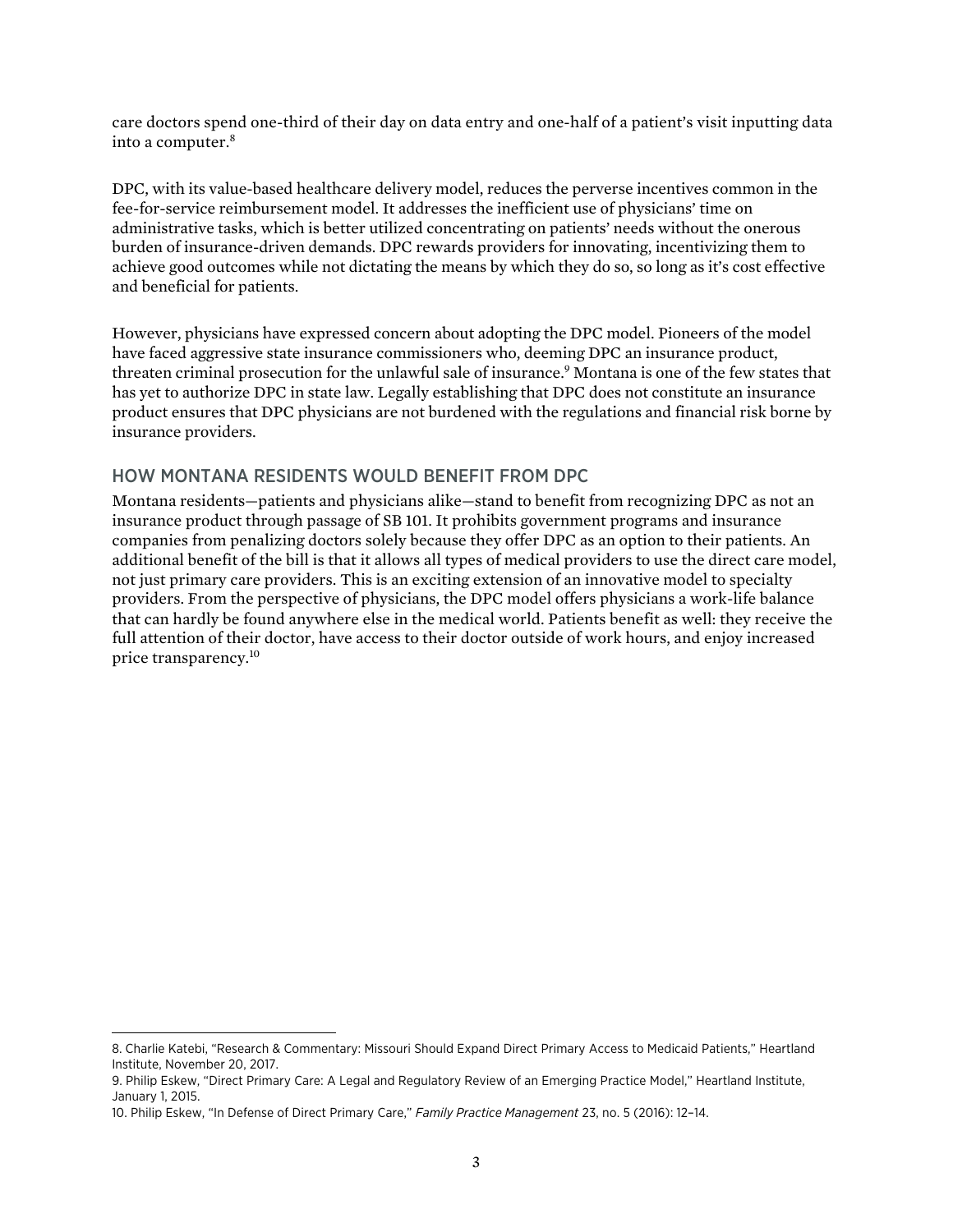care doctors spend one-third of their day on data entry and one-half of a patient's visit inputting data into a computer.[8]

DPC, with its value-based healthcare delivery model, reduces the perverse incentives common in the fee-for-service reimbursement model. It addresses the inefficient use of physicians' time on administrative tasks, which is better utilized concentrating on patients' needs without the onerous burden of insurance-driven demands. DPC rewards providers for innovating, incentivizing them to achieve good outcomes while not dictating the means by which they do so, so long as it's cost effective and beneficial for patients.

However, physicians have expressed concern about adopting the DPC model. Pioneers of the model have faced aggressive state insurance commissioners who, deeming DPC an insurance product, threaten criminal prosecution for the unlawful sale of insurance.[9] Montana is one of the few states that has yet to authorize DPC in state law. Legally establishing that DPC does not constitute an insurance product ensures that DPC physicians are not burdened with the regulations and financial risk borne by insurance providers.

## HOW MONTANA RESIDENTS WOULD BENEFIT FROM DPC

Montana residents—patients and physicians alike—stand to benefit from recognizing DPC as not an insurance product through passage of SB 101. It prohibits government programs and insurance companies from penalizing doctors solely because they offer DPC as an option to their patients. An additional benefit of the bill is that it allows all types of medical providers to use the direct care model, not just primary care providers. This is an exciting extension of an innovative model to specialty providers. From the perspective of physicians, the DPC model offers physicians a work-life balance that can hardly be found anywhere else in the medical world. Patients benefit as well: they receive the full attention of their doctor, have access to their doctor outside of work hours, and enjoy increased price transparency.[10]

---

8. Charlie Katebi, "Research & Commentary: Missouri Should Expand Direct Primary Access to Medicaid Patients," Heartland Institute, November 20, 2017.

9. Philip Eskew, "Direct Primary Care: A Legal and Regulatory Review of an Emerging Practice Model," Heartland Institute, January 1, 2015.

10. Philip Eskew, "In Defense of Direct Primary Care," *Family Practice Management* 23, no. 5 (2016): 12–14.